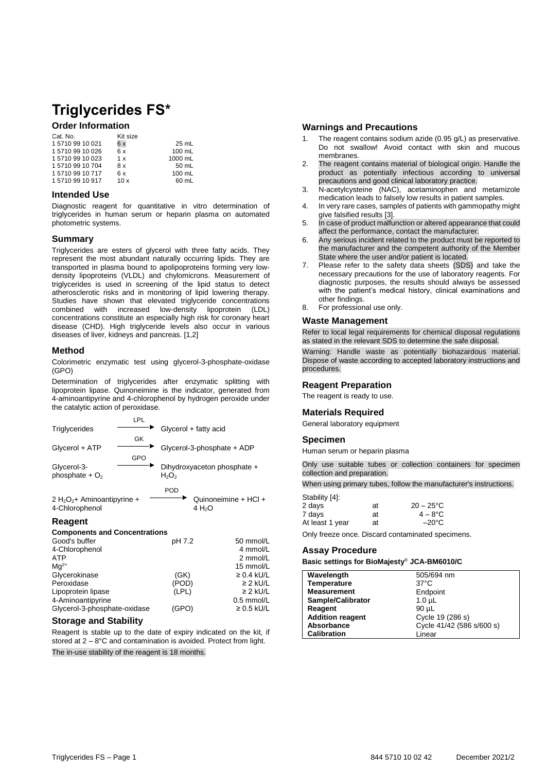# Triglycerides FS*

## Order Information

| Cat. No. | Kit size | |
|---|---|---|
| 1 5710 99 10 021 | 6 x | 25 mL |
| 1 5710 99 10 026 | 6 x | 100 mL |
| 1 5710 99 10 023 | 1 x | 1000 mL |
| 1 5710 99 10 704 | 8 x | 50 mL |
| 1 5710 99 10 717 | 6 x | 100 mL |
| 1 5710 99 10 917 | 10 x | 60 mL |

## Intended Use

Diagnostic reagent for quantitative in vitro determination of triglycerides in human serum or heparin plasma on automated photometric systems.

## Summary

Triglycerides are esters of glycerol with three fatty acids. They represent the most abundant naturally occurring lipids. They are transported in plasma bound to apolipoproteins forming very low-density lipoproteins (VLDL) and chylomicrons. Measurement of triglycerides is used in screening of the lipid status to detect atherosclerotic risks and in monitoring of lipid lowering therapy. Studies have shown that elevated triglyceride concentrations combined with increased low-density lipoprotein (LDL) concentrations constitute an especially high risk for coronary heart disease (CHD). High triglyceride levels also occur in various diseases of liver, kidneys and pancreas. [1,2]

## Method

Colorimetric enzymatic test using glycerol-3-phosphate-oxidase (GPO)

Determination of triglycerides after enzymatic splitting with lipoprotein lipase. Quinoneimine is the indicator, generated from 4-aminoantipyrine and 4-chlorophenol by hydrogen peroxide under the catalytic action of peroxidase.

$$\text{Triglycerides} \xrightarrow{LPL} \text{Glycerol + fatty acid}$$

$$\text{Glycerol + ATP} \xrightarrow{GK} \text{Glycerol-3-phosphate + ADP}$$

$$\text{Glycerol-3-phosphate} + O_2 \xrightarrow{GPO} \text{Dihydroxyaceton phosphate} + H_2O_2$$

$$2\ H_2O_2 + \text{Aminoantipyrine + 4-Chlorophenol} \xrightarrow{POD} \text{Quinoneimine + HCl} + 4\ H_2O$$

## Reagent

### Components and Concentrations

| | | |
|---|---|---|
| Good's buffer | pH 7.2 | 50 mmol/L |
| 4-Chlorophenol | | 4 mmol/L |
| ATP | | 2 mmol/L |
| $Mg^{2+}$ | | 15 mmol/L |
| Glycerokinase | (GK) | ≥ 0.4 kU/L |
| Peroxidase | (POD) | ≥ 2 kU/L |
| Lipoprotein lipase | (LPL) | ≥ 2 kU/L |
| 4-Aminoantipyrine | | 0.5 mmol/L |
| Glycerol-3-phosphate-oxidase | (GPO) | ≥ 0.5 kU/L |

## Storage and Stability

Reagent is stable up to the date of expiry indicated on the kit, if stored at 2 – 8°C and contamination is avoided. Protect from light.

The in-use stability of the reagent is 18 months.

## Warnings and Precautions

1. The reagent contains sodium azide (0.95 g/L) as preservative. Do not swallow! Avoid contact with skin and mucous membranes.
2. The reagent contains material of biological origin. Handle the product as potentially infectious according to universal precautions and good clinical laboratory practice.
3. N-acetylcysteine (NAC), acetaminophen and metamizole medication leads to falsely low results in patient samples.
4. In very rare cases, samples of patients with gammopathy might give falsified results [3].
5. In case of product malfunction or altered appearance that could affect the performance, contact the manufacturer.
6. Any serious incident related to the product must be reported to the manufacturer and the competent authority of the Member State where the user and/or patient is located.
7. Please refer to the safety data sheets (SDS) and take the necessary precautions for the use of laboratory reagents. For diagnostic purposes, the results should always be assessed with the patient's medical history, clinical examinations and other findings.
8. For professional use only.

## Waste Management

Refer to local legal requirements for chemical disposal regulations as stated in the relevant SDS to determine the safe disposal.

Warning: Handle waste as potentially biohazardous material. Dispose of waste according to accepted laboratory instructions and procedures.

## Reagent Preparation

The reagent is ready to use.

## Materials Required

General laboratory equipment

## Specimen

Human serum or heparin plasma

Only use suitable tubes or collection containers for specimen collection and preparation.

When using primary tubes, follow the manufacturer's instructions.

Stability [4]:

| | | |
|---|---|---|
| 2 days | at | 20 – 25°C |
| 7 days | at | 4 – 8°C |
| At least 1 year | at | –20°C |

Only freeze once. Discard contaminated specimens.

## Assay Procedure

**Basic settings for BioMajesty® JCA-BM6010/C**

| | |
|---|---|
| **Wavelength** | 505/694 nm |
| **Temperature** | 37°C |
| **Measurement** | Endpoint |
| **Sample/Calibrator** | 1.0 µL |
| **Reagent** | 90 µL |
| **Addition reagent** | Cycle 19 (286 s) |
| **Absorbance** | Cycle 41/42 (586 s/600 s) |
| **Calibration** | Linear |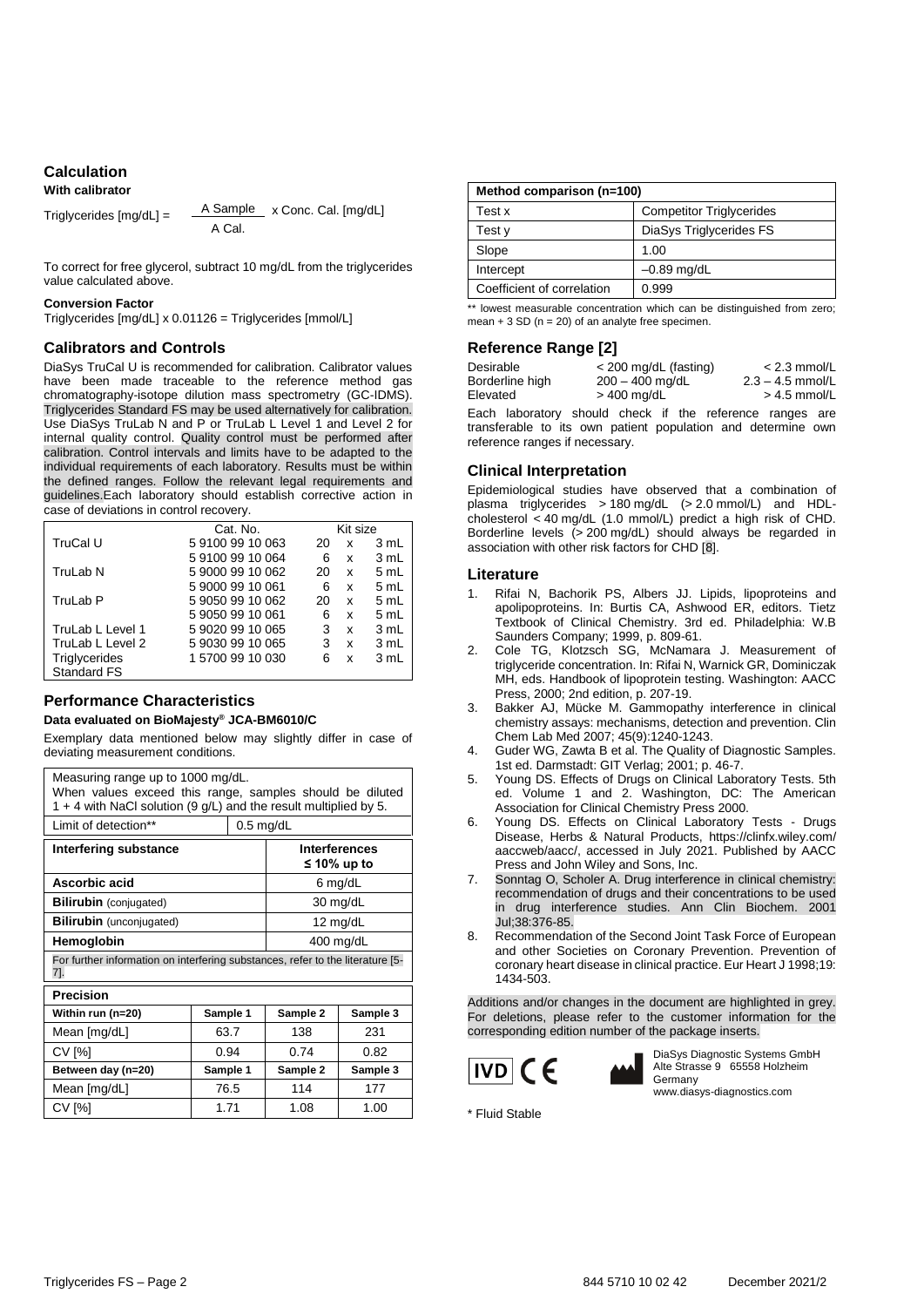## Calculation

**With calibrator**

$$\text{Triglycerides [mg/dL]} = \frac{\text{A Sample}}{\text{A Cal.}} \times \text{Conc. Cal. [mg/dL]}$$

To correct for free glycerol, subtract 10 mg/dL from the triglycerides value calculated above.

**Conversion Factor**

Triglycerides [mg/dL] x 0.01126 = Triglycerides [mmol/L]

## Calibrators and Controls

DiaSys TruCal U is recommended for calibration. Calibrator values have been made traceable to the reference method gas chromatography-isotope dilution mass spectrometry (GC-IDMS). Triglycerides Standard FS may be used alternatively for calibration. Use DiaSys TruLab N and P or TruLab L Level 1 and Level 2 for internal quality control. Quality control must be performed after calibration. Control intervals and limits have to be adapted to the individual requirements of each laboratory. Results must be within the defined ranges. Follow the relevant legal requirements and guidelines.Each laboratory should establish corrective action in case of deviations in control recovery.

| | Cat. No. | Kit size |
|---|---|---|
| TruCal U | 5 9100 99 10 063 | 20 x 3 mL |
| | 5 9100 99 10 064 | 6 x 3 mL |
| TruLab N | 5 9000 99 10 062 | 20 x 5 mL |
| | 5 9000 99 10 061 | 6 x 5 mL |
| TruLab P | 5 9050 99 10 062 | 20 x 5 mL |
| | 5 9050 99 10 061 | 6 x 5 mL |
| TruLab L Level 1 | 5 9020 99 10 065 | 3 x 3 mL |
| TruLab L Level 2 | 5 9030 99 10 065 | 3 x 3 mL |
| Triglycerides Standard FS | 1 5700 99 10 030 | 6 x 3 mL |

## Performance Characteristics

**Data evaluated on BioMajesty® JCA-BM6010/C**

Exemplary data mentioned below may slightly differ in case of deviating measurement conditions.

Measuring range up to 1000 mg/dL.
When values exceed this range, samples should be diluted 1 + 4 with NaCl solution (9 g/L) and the result multiplied by 5.

| | |
|---|---|
| Limit of detection** | 0.5 mg/dL |

| Interfering substance | Interferences ≤ 10% up to |
|---|---|
| **Ascorbic acid** | 6 mg/dL |
| **Bilirubin** (conjugated) | 30 mg/dL |
| **Bilirubin** (unconjugated) | 12 mg/dL |
| **Hemoglobin** | 400 mg/dL |

For further information on interfering substances, refer to the literature [5-7].

**Precision**

| Within run (n=20) | Sample 1 | Sample 2 | Sample 3 |
|---|---|---|---|
| Mean [mg/dL] | 63.7 | 138 | 231 |
| CV [%] | 0.94 | 0.74 | 0.82 |
| **Between day (n=20)** | **Sample 1** | **Sample 2** | **Sample 3** |
| Mean [mg/dL] | 76.5 | 114 | 177 |
| CV [%] | 1.71 | 1.08 | 1.00 |

| Method comparison (n=100) | |
|---|---|
| Test x | Competitor Triglycerides |
| Test y | DiaSys Triglycerides FS |
| Slope | 1.00 |
| Intercept | –0.89 mg/dL |
| Coefficient of correlation | 0.999 |

** lowest measurable concentration which can be distinguished from zero; mean + 3 SD (n = 20) of an analyte free specimen.

## Reference Range [2]

| | | |
|---|---|---|
| Desirable | < 200 mg/dL (fasting) | < 2.3 mmol/L |
| Borderline high | 200 – 400 mg/dL | 2.3 – 4.5 mmol/L |
| Elevated | > 400 mg/dL | > 4.5 mmol/L |

Each laboratory should check if the reference ranges are transferable to its own patient population and determine own reference ranges if necessary.

## Clinical Interpretation

Epidemiological studies have observed that a combination of plasma triglycerides > 180 mg/dL (> 2.0 mmol/L) and HDL-cholesterol < 40 mg/dL (1.0 mmol/L) predict a high risk of CHD. Borderline levels (> 200 mg/dL) should always be regarded in association with other risk factors for CHD [8].

## Literature

1. Rifai N, Bachorik PS, Albers JJ. Lipids, lipoproteins and apolipoproteins. In: Burtis CA, Ashwood ER, editors. Tietz Textbook of Clinical Chemistry. 3rd ed. Philadelphia: W.B Saunders Company; 1999, p. 809-61.
2. Cole TG, Klotzsch SG, McNamara J. Measurement of triglyceride concentration. In: Rifai N, Warnick GR, Dominiczak MH, eds. Handbook of lipoprotein testing. Washington: AACC Press, 2000; 2nd edition, p. 207-19.
3. Bakker AJ, Mücke M. Gammopathy interference in clinical chemistry assays: mechanisms, detection and prevention. Clin Chem Lab Med 2007; 45(9):1240-1243.
4. Guder WG, Zawta B et al. The Quality of Diagnostic Samples. 1st ed. Darmstadt: GIT Verlag; 2001; p. 46-7.
5. Young DS. Effects of Drugs on Clinical Laboratory Tests. 5th ed. Volume 1 and 2. Washington, DC: The American Association for Clinical Chemistry Press 2000.
6. Young DS. Effects on Clinical Laboratory Tests - Drugs Disease, Herbs & Natural Products, https://clinfx.wiley.com/aaccweb/aacc/, accessed in July 2021. Published by AACC Press and John Wiley and Sons, Inc.
7. Sonntag O, Scholer A. Drug interference in clinical chemistry: recommendation of drugs and their concentrations to be used in drug interference studies. Ann Clin Biochem. 2001 Jul;38:376-85.
8. Recommendation of the Second Joint Task Force of European and other Societies on Coronary Prevention. Prevention of coronary heart disease in clinical practice. Eur Heart J 1998;19: 1434-503.

Additions and/or changes in the document are highlighted in grey. For deletions, please refer to the customer information for the corresponding edition number of the package inserts.

IVD CE

DiaSys Diagnostic Systems GmbH
Alte Strasse 9 65558 Holzheim
Germany
www.diasys-diagnostics.com

\* Fluid Stable